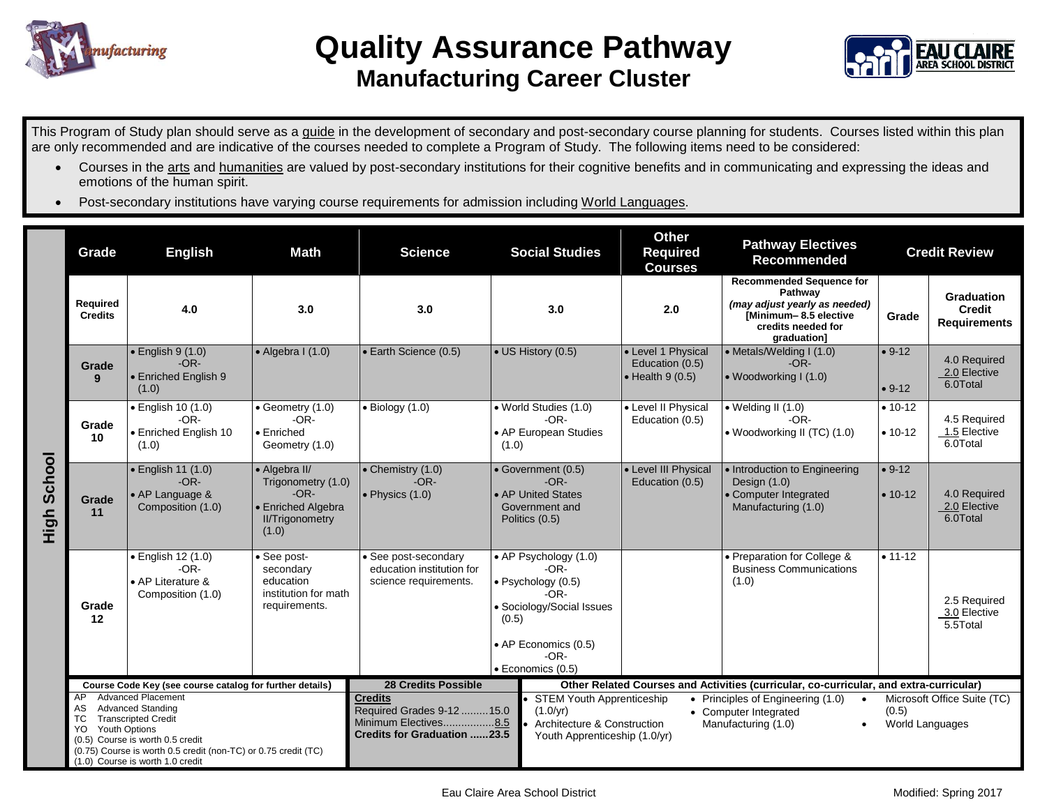# Quality Assurance Pathway
## Manufacturing Career Cluster

This Program of Study plan should serve as a guide in the development of secondary and post-secondary course planning for students. Courses listed within this plan are only recommended and are indicative of the courses needed to complete a Program of Study. The following items need to be considered:

- Courses in the arts and humanities are valued by post-secondary institutions for their cognitive benefits and in communicating and expressing the ideas and emotions of the human spirit.
- Post-secondary institutions have varying course requirements for admission including World Languages.

**High School**

| Grade | English | Math | Science | Social Studies | Other Required Courses | Pathway Electives Recommended | Credit Review | |
|---|---|---|---|---|---|---|---|---|
| **Required Credits** | **4.0** | **3.0** | **3.0** | **3.0** | **2.0** | **Recommended Sequence for Pathway** *(may adjust yearly as needed)* **[Minimum– 8.5 elective credits needed for graduation]** | **Grade** | **Graduation Credit Requirements** |
| **Grade 9** | • English 9 (1.0) -OR- • Enriched English 9 (1.0) | • Algebra I (1.0) | • Earth Science (0.5) | • US History (0.5) | • Level 1 Physical Education (0.5) • Health 9 (0.5) | • Metals/Welding I (1.0) -OR- • Woodworking I (1.0) | • 9-12 • 9-12 | 4.0 Required 2.0 Elective 6.0Total |
| **Grade 10** | • English 10 (1.0) -OR- • Enriched English 10 (1.0) | • Geometry (1.0) -OR- • Enriched Geometry (1.0) | • Biology (1.0) | • World Studies (1.0) -OR- • AP European Studies (1.0) | • Level II Physical Education (0.5) | • Welding II (1.0) -OR- • Woodworking II (TC) (1.0) | • 10-12 • 10-12 | 4.5 Required 1.5 Elective 6.0Total |
| **Grade 11** | • English 11 (1.0) -OR- • AP Language & Composition (1.0) | • Algebra II/ Trigonometry (1.0) -OR- • Enriched Algebra II/Trigonometry (1.0) | • Chemistry (1.0) -OR- • Physics (1.0) | • Government (0.5) -OR- • AP United States Government and Politics (0.5) | • Level III Physical Education (0.5) | • Introduction to Engineering Design (1.0) • Computer Integrated Manufacturing (1.0) | • 9-12 • 10-12 | 4.0 Required 2.0 Elective 6.0Total |
| **Grade 12** | • English 12 (1.0) -OR- • AP Literature & Composition (1.0) | • See post-secondary education institution for math requirements. | • See post-secondary education institution for science requirements. | • AP Psychology (1.0) -OR- • Psychology (0.5) -OR- • Sociology/Social Issues (0.5) • AP Economics (0.5) -OR- • Economics (0.5) | | • Preparation for College & Business Communications (1.0) | • 11-12 | 2.5 Required 3.0 Elective 5.5Total |

**Course Code Key (see course catalog for further details)**

AP Advanced Placement
AS Advanced Standing
TC Transcripted Credit
YO Youth Options
(0.5) Course is worth 0.5 credit
(0.75) Course is worth 0.5 credit (non-TC) or 0.75 credit (TC)
(1.0) Course is worth 1.0 credit

**28 Credits Possible**

**Credits**
Required Grades 9-12 .........15.0
Minimum Electives.................8.5
**Credits for Graduation ......23.5**

**Other Related Courses and Activities (curricular, co-curricular, and extra-curricular)**

- STEM Youth Apprenticeship (1.0/yr)
- Architecture & Construction Youth Apprenticeship (1.0/yr)
- Principles of Engineering (1.0)
- Computer Integrated Manufacturing (1.0)
- Microsoft Office Suite (TC) (0.5)
- World Languages

Eau Claire Area School District

Modified: Spring 2017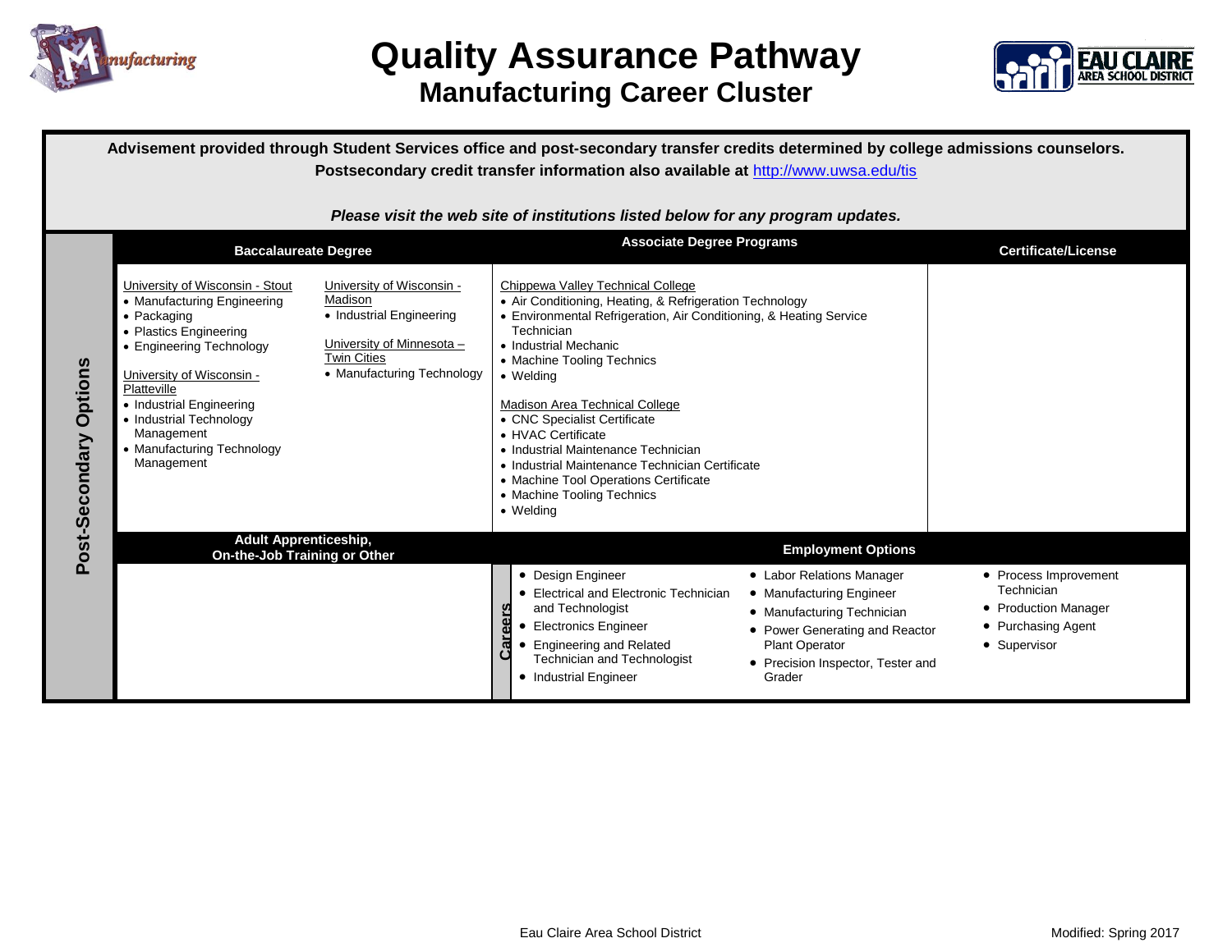# Quality Assurance Pathway

## Manufacturing Career Cluster

**Advisement provided through Student Services office and post-secondary transfer credits determined by college admissions counselors.**
**Postsecondary credit transfer information also available at http://www.uwsa.edu/tis**

***Please visit the web site of institutions listed below for any program updates.***

### Post-Secondary Options

| Baccalaureate Degree | Associate Degree Programs | Certificate/License |
|---|---|---|
| University of Wisconsin - Stout<br>• Manufacturing Engineering<br>• Packaging<br>• Plastics Engineering<br>• Engineering Technology<br><br>University of Wisconsin - Platteville<br>• Industrial Engineering<br>• Industrial Technology Management<br>• Manufacturing Technology Management<br><br>University of Wisconsin - Madison<br>• Industrial Engineering<br><br>University of Minnesota – Twin Cities<br>• Manufacturing Technology | Chippewa Valley Technical College<br>• Air Conditioning, Heating, & Refrigeration Technology<br>• Environmental Refrigeration, Air Conditioning, & Heating Service Technician<br>• Industrial Mechanic<br>• Machine Tooling Technics<br>• Welding<br><br>Madison Area Technical College<br>• CNC Specialist Certificate<br>• HVAC Certificate<br>• Industrial Maintenance Technician<br>• Industrial Maintenance Technician Certificate<br>• Machine Tool Operations Certificate<br>• Machine Tooling Technics<br>• Welding | |

| Adult Apprenticeship, On-the-Job Training or Other | Employment Options (Careers) | | |
|---|---|---|---|
| | • Design Engineer<br>• Electrical and Electronic Technician and Technologist<br>• Electronics Engineer<br>• Engineering and Related Technician and Technologist<br>• Industrial Engineer | • Labor Relations Manager<br>• Manufacturing Engineer<br>• Manufacturing Technician<br>• Power Generating and Reactor Plant Operator<br>• Precision Inspector, Tester and Grader | • Process Improvement Technician<br>• Production Manager<br>• Purchasing Agent<br>• Supervisor |

Eau Claire Area School District

Modified: Spring 2017